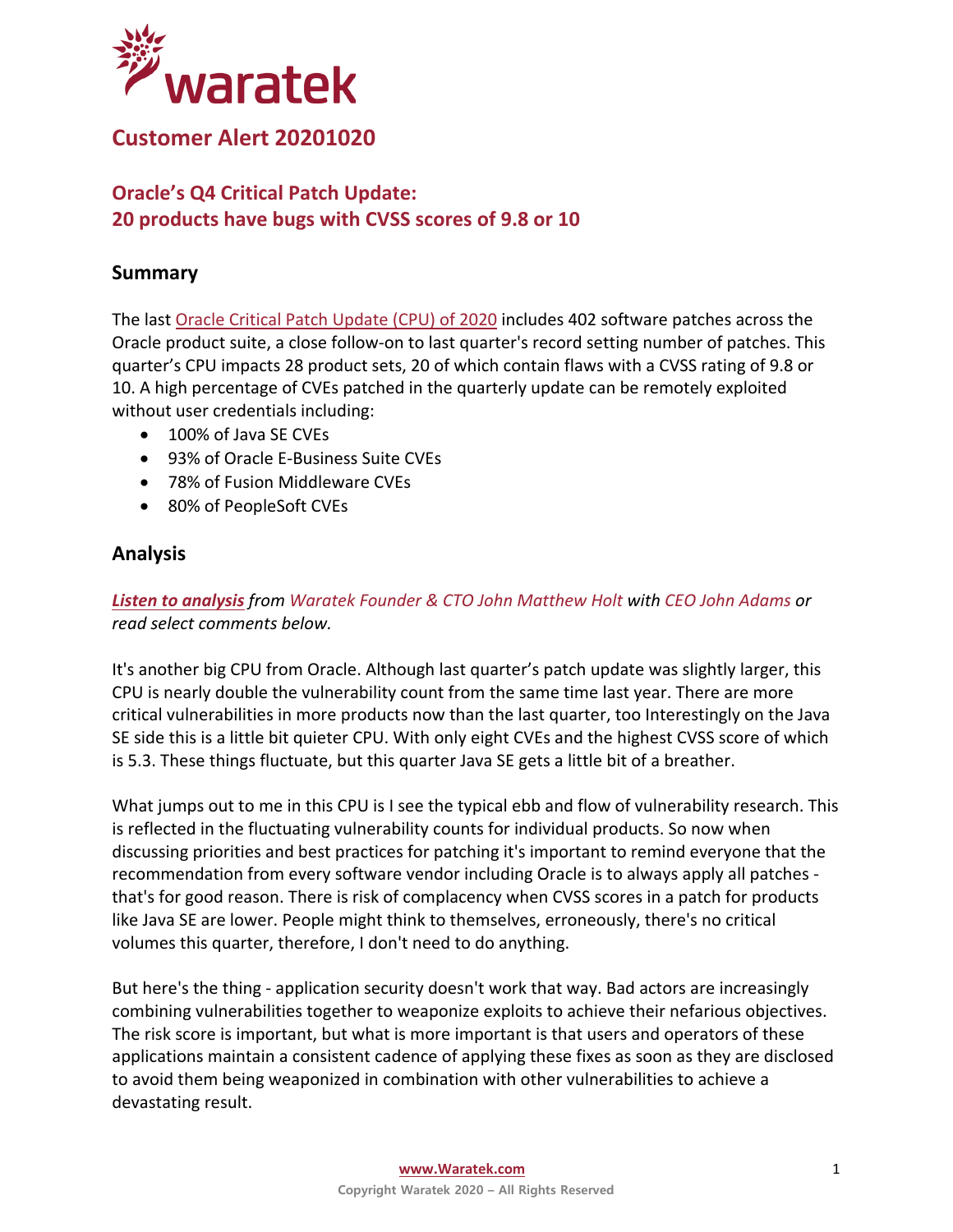# Customer Alert 20201020

## Oracle's Q4 Critical Patch Update:
## 20 products have bugs with CVSS scores of 9.8 or 10

### Summary

The last Oracle Critical Patch Update (CPU) of 2020 includes 402 software patches across the Oracle product suite, a close follow-on to last quarter's record setting number of patches. This quarter's CPU impacts 28 product sets, 20 of which contain flaws with a CVSS rating of 9.8 or 10. A high percentage of CVEs patched in the quarterly update can be remotely exploited without user credentials including:

- 100% of Java SE CVEs
- 93% of Oracle E-Business Suite CVEs
- 78% of Fusion Middleware CVEs
- 80% of PeopleSoft CVEs

### Analysis

***Listen to analysis*** *from Waratek Founder & CTO John Matthew Holt with CEO John Adams or read select comments below.*

It's another big CPU from Oracle. Although last quarter's patch update was slightly larger, this CPU is nearly double the vulnerability count from the same time last year. There are more critical vulnerabilities in more products now than the last quarter, too Interestingly on the Java SE side this is a little bit quieter CPU. With only eight CVEs and the highest CVSS score of which is 5.3. These things fluctuate, but this quarter Java SE gets a little bit of a breather.

What jumps out to me in this CPU is I see the typical ebb and flow of vulnerability research. This is reflected in the fluctuating vulnerability counts for individual products. So now when discussing priorities and best practices for patching it's important to remind everyone that the recommendation from every software vendor including Oracle is to always apply all patches - that's for good reason. There is risk of complacency when CVSS scores in a patch for products like Java SE are lower. People might think to themselves, erroneously, there's no critical volumes this quarter, therefore, I don't need to do anything.

But here's the thing - application security doesn't work that way. Bad actors are increasingly combining vulnerabilities together to weaponize exploits to achieve their nefarious objectives. The risk score is important, but what is more important is that users and operators of these applications maintain a consistent cadence of applying these fixes as soon as they are disclosed to avoid them being weaponized in combination with other vulnerabilities to achieve a devastating result.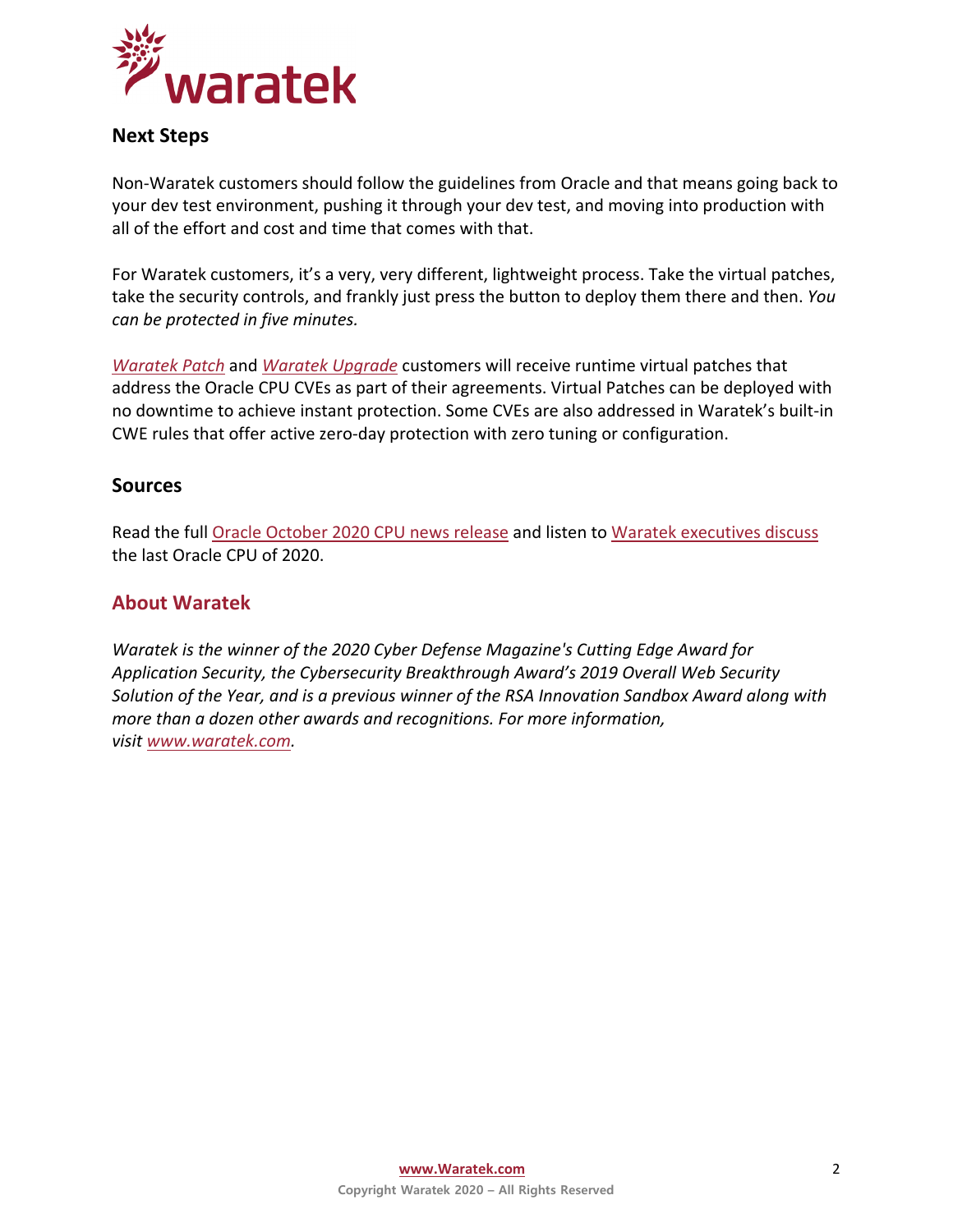## Next Steps

Non-Waratek customers should follow the guidelines from Oracle and that means going back to your dev test environment, pushing it through your dev test, and moving into production with all of the effort and cost and time that comes with that.

For Waratek customers, it's a very, very different, lightweight process. Take the virtual patches, take the security controls, and frankly just press the button to deploy them there and then. *You can be protected in five minutes.*

*Waratek Patch* and *Waratek Upgrade* customers will receive runtime virtual patches that address the Oracle CPU CVEs as part of their agreements. Virtual Patches can be deployed with no downtime to achieve instant protection. Some CVEs are also addressed in Waratek's built-in CWE rules that offer active zero-day protection with zero tuning or configuration.

## Sources

Read the full Oracle October 2020 CPU news release and listen to Waratek executives discuss the last Oracle CPU of 2020.

## About Waratek

*Waratek is the winner of the 2020 Cyber Defense Magazine's Cutting Edge Award for Application Security, the Cybersecurity Breakthrough Award's 2019 Overall Web Security Solution of the Year, and is a previous winner of the RSA Innovation Sandbox Award along with more than a dozen other awards and recognitions. For more information, visit www.waratek.com.*